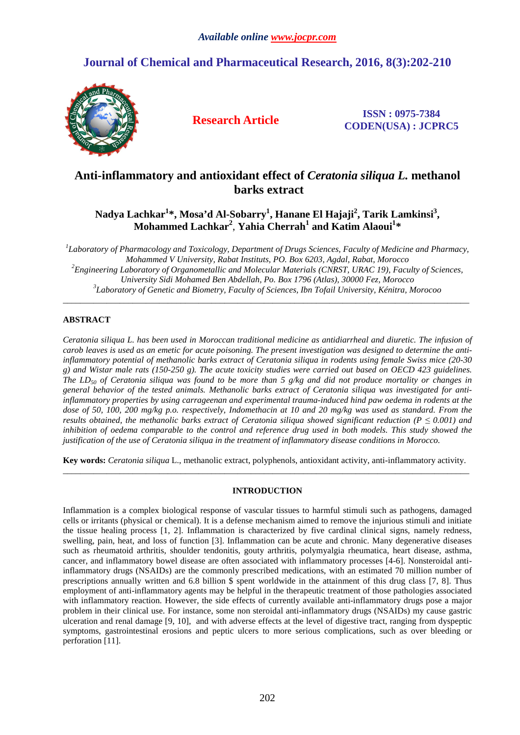# Anti-inflammatory and antioxidant effect of *Ceratonia siliqua L.* methanol barks extract

**Nadya Lachkar[1]*, Mosa'd Al-Sobarry[1], Hanane El Hajaji[2], Tarik Lamkinsi[3], Mohammed Lachkar[2], Yahia Cherrah[1] and Katim Alaoui[1]***

[1] *Laboratory of Pharmacology and Toxicology, Department of Drugs Sciences, Faculty of Medicine and Pharmacy, Mohammed V University, Rabat Instituts, PO. Box 6203, Agdal, Rabat, Morocco*
[2] *Engineering Laboratory of Organometallic and Molecular Materials (CNRST, URAC 19), Faculty of Sciences, University Sidi Mohamed Ben Abdellah, Po. Box 1796 (Atlas), 30000 Fez, Morocco*
[3] *Laboratory of Genetic and Biometry, Faculty of Sciences, Ibn Tofail University, Kénitra, Morocoo*

---

## ABSTRACT

*Ceratonia siliqua L. has been used in Moroccan traditional medicine as antidiarrheal and diuretic. The infusion of carob leaves is used as an emetic for acute poisoning. The present investigation was designed to determine the anti-inflammatory potential of methanolic barks extract of Ceratonia siliqua in rodents using female Swiss mice (20-30 g) and Wistar male rats (150-250 g). The acute toxicity studies were carried out based on OECD 423 guidelines. The $LD_{50}$ of Ceratonia siliqua was found to be more than 5 g/kg and did not produce mortality or changes in general behavior of the tested animals. Methanolic barks extract of Ceratonia siliqua was investigated for anti-inflammatory properties by using carrageenan and experimental trauma-induced hind paw oedema in rodents at the dose of 50, 100, 200 mg/kg p.o. respectively, Indomethacin at 10 and 20 mg/kg was used as standard. From the results obtained, the methanolic barks extract of Ceratonia siliqua showed significant reduction ($P \leq 0.001$) and inhibition of oedema comparable to the control and reference drug used in both models. This study showed the justification of the use of Ceratonia siliqua in the treatment of inflammatory disease conditions in Morocco.*

**Key words:** *Ceratonia siliqua* L., methanolic extract, polyphenols, antioxidant activity, anti-inflammatory activity.

---

## INTRODUCTION

Inflammation is a complex biological response of vascular tissues to harmful stimuli such as pathogens, damaged cells or irritants (physical or chemical). It is a defense mechanism aimed to remove the injurious stimuli and initiate the tissue healing process [1, 2]. Inflammation is characterized by five cardinal clinical signs, namely redness, swelling, pain, heat, and loss of function [3]. Inflammation can be acute and chronic. Many degenerative diseases such as rheumatoid arthritis, shoulder tendonitis, gouty arthritis, polymyalgia rheumatica, heart disease, asthma, cancer, and inflammatory bowel disease are often associated with inflammatory processes [4-6]. Nonsteroidal anti-inflammatory drugs (NSAIDs) are the commonly prescribed medications, with an estimated 70 million number of prescriptions annually written and 6.8 billion $ spent worldwide in the attainment of this drug class [7, 8]. Thus employment of anti-inflammatory agents may be helpful in the therapeutic treatment of those pathologies associated with inflammatory reaction. However, the side effects of currently available anti-inflammatory drugs pose a major problem in their clinical use. For instance, some non steroidal anti-inflammatory drugs (NSAIDs) my cause gastric ulceration and renal damage [9, 10], and with adverse effects at the level of digestive tract, ranging from dyspeptic symptoms, gastrointestinal erosions and peptic ulcers to more serious complications, such as over bleeding or perforation [11].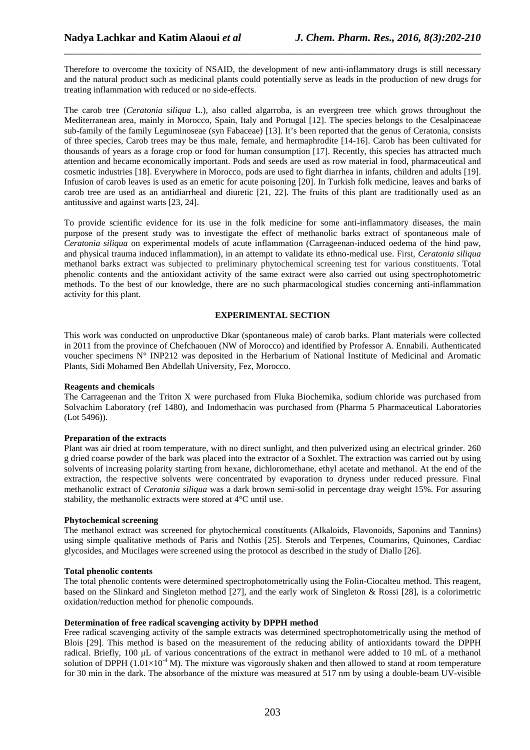Therefore to overcome the toxicity of NSAID, the development of new anti-inflammatory drugs is still necessary and the natural product such as medicinal plants could potentially serve as leads in the production of new drugs for treating inflammation with reduced or no side-effects.

The carob tree (*Ceratonia siliqua* L.), also called algarroba, is an evergreen tree which grows throughout the Mediterranean area, mainly in Morocco, Spain, Italy and Portugal [12]. The species belongs to the Cesalpinaceae sub-family of the family Leguminoseae (syn Fabaceae) [13]. It's been reported that the genus of Ceratonia, consists of three species, Carob trees may be thus male, female, and hermaphrodite [14-16]. Carob has been cultivated for thousands of years as a forage crop or food for human consumption [17]. Recently, this species has attracted much attention and became economically important. Pods and seeds are used as row material in food, pharmaceutical and cosmetic industries [18]. Everywhere in Morocco, pods are used to fight diarrhea in infants, children and adults [19]. Infusion of carob leaves is used as an emetic for acute poisoning [20]. In Turkish folk medicine, leaves and barks of carob tree are used as an antidiarrheal and diuretic [21, 22]. The fruits of this plant are traditionally used as an antitussive and against warts [23, 24].

To provide scientific evidence for its use in the folk medicine for some anti-inflammatory diseases, the main purpose of the present study was to investigate the effect of methanolic barks extract of spontaneous male of *Ceratonia siliqua* on experimental models of acute inflammation (Carrageenan-induced oedema of the hind paw, and physical trauma induced inflammation), in an attempt to validate its ethno-medical use. First, *Ceratonia siliqua* methanol barks extract was subjected to preliminary phytochemical screening test for various constituents. Total phenolic contents and the antioxidant activity of the same extract were also carried out using spectrophotometric methods. To the best of our knowledge, there are no such pharmacological studies concerning anti-inflammation activity for this plant.

## EXPERIMENTAL SECTION

This work was conducted on unproductive Dkar (spontaneous male) of carob barks. Plant materials were collected in 2011 from the province of Chefchaouen (NW of Morocco) and identified by Professor A. Ennabili. Authenticated voucher specimens N° INP212 was deposited in the Herbarium of National Institute of Medicinal and Aromatic Plants, Sidi Mohamed Ben Abdellah University, Fez, Morocco.

### Reagents and chemicals

The Carrageenan and the Triton X were purchased from Fluka Biochemika, sodium chloride was purchased from Solvachim Laboratory (ref 1480), and Indomethacin was purchased from (Pharma 5 Pharmaceutical Laboratories (Lot 5496)).

### Preparation of the extracts

Plant was air dried at room temperature, with no direct sunlight, and then pulverized using an electrical grinder. 260 g dried coarse powder of the bark was placed into the extractor of a Soxhlet. The extraction was carried out by using solvents of increasing polarity starting from hexane, dichloromethane, ethyl acetate and methanol. At the end of the extraction, the respective solvents were concentrated by evaporation to dryness under reduced pressure. Final methanolic extract of *Ceratonia siliqua* was a dark brown semi-solid in percentage dray weight 15%. For assuring stability, the methanolic extracts were stored at 4°C until use.

### Phytochemical screening

The methanol extract was screened for phytochemical constituents (Alkaloids, Flavonoids, Saponins and Tannins) using simple qualitative methods of Paris and Nothis [25]. Sterols and Terpenes, Coumarins, Quinones, Cardiac glycosides, and Mucilages were screened using the protocol as described in the study of Diallo [26].

### Total phenolic contents

The total phenolic contents were determined spectrophotometrically using the Folin-Ciocalteu method. This reagent, based on the Slinkard and Singleton method [27], and the early work of Singleton & Rossi [28], is a colorimetric oxidation/reduction method for phenolic compounds.

### Determination of free radical scavenging activity by DPPH method

Free radical scavenging activity of the sample extracts was determined spectrophotometrically using the method of Blois [29]. This method is based on the measurement of the reducing ability of antioxidants toward the DPPH radical. Briefly, 100 μL of various concentrations of the extract in methanol were added to 10 mL of a methanol solution of DPPH ($1.01 \times 10^{-4}$ M). The mixture was vigorously shaken and then allowed to stand at room temperature for 30 min in the dark. The absorbance of the mixture was measured at 517 nm by using a double-beam UV-visible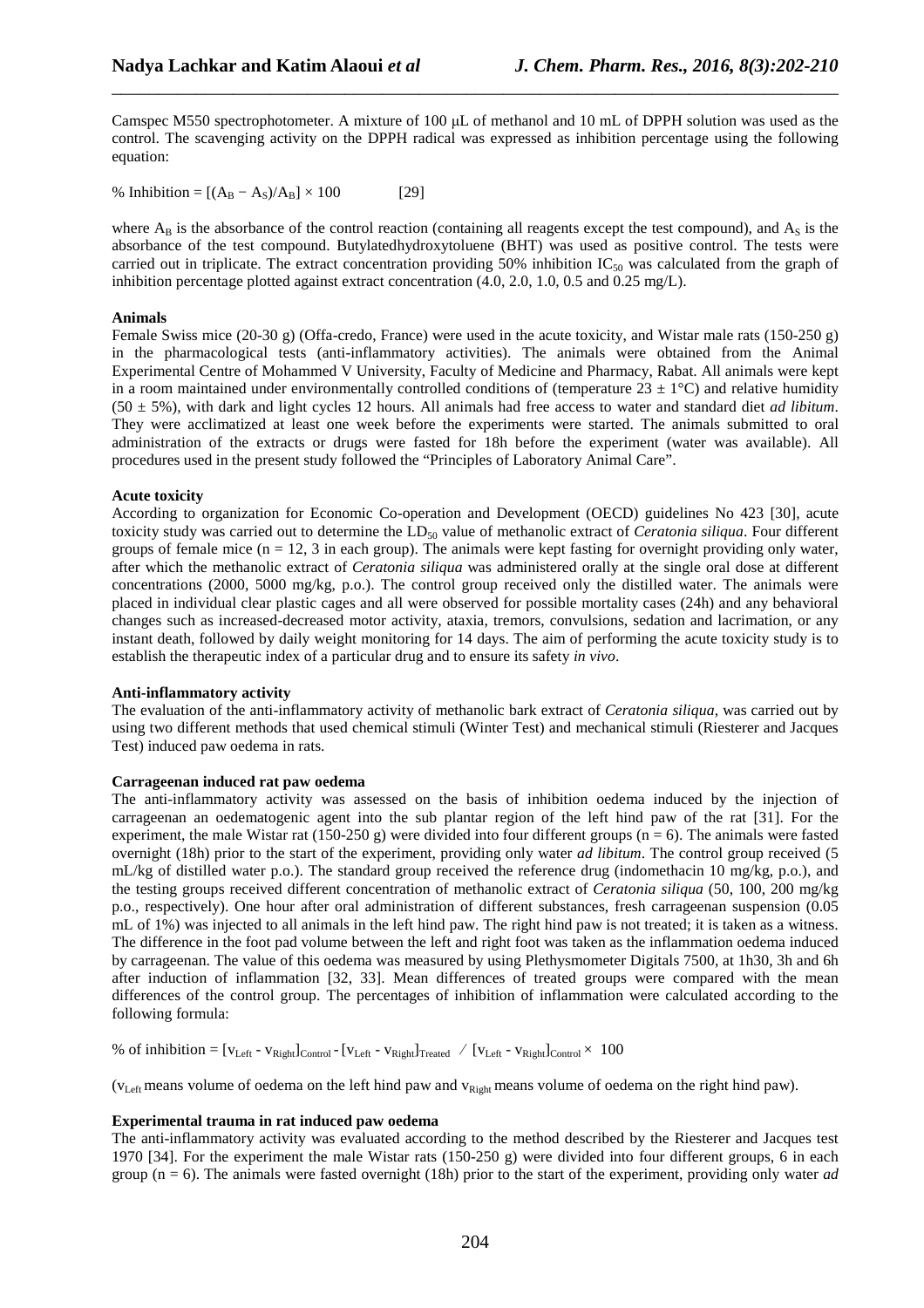Camspec M550 spectrophotometer. A mixture of 100 μL of methanol and 10 mL of DPPH solution was used as the control. The scavenging activity on the DPPH radical was expressed as inhibition percentage using the following equation:

$$\% \text{ Inhibition} = [(A_B - A_S)/A_B] \times 100 \qquad [29]$$

where $A_B$ is the absorbance of the control reaction (containing all reagents except the test compound), and $A_S$ is the absorbance of the test compound. Butylatedhydroxytoluene (BHT) was used as positive control. The tests were carried out in triplicate. The extract concentration providing 50% inhibition $IC_{50}$ was calculated from the graph of inhibition percentage plotted against extract concentration (4.0, 2.0, 1.0, 0.5 and 0.25 mg/L).

**Animals**

Female Swiss mice (20-30 g) (Offa-credo, France) were used in the acute toxicity, and Wistar male rats (150-250 g) in the pharmacological tests (anti-inflammatory activities). The animals were obtained from the Animal Experimental Centre of Mohammed V University, Faculty of Medicine and Pharmacy, Rabat. All animals were kept in a room maintained under environmentally controlled conditions of (temperature 23 ± 1°C) and relative humidity (50 ± 5%), with dark and light cycles 12 hours. All animals had free access to water and standard diet *ad libitum*. They were acclimatized at least one week before the experiments were started. The animals submitted to oral administration of the extracts or drugs were fasted for 18h before the experiment (water was available). All procedures used in the present study followed the "Principles of Laboratory Animal Care".

**Acute toxicity**

According to organization for Economic Co-operation and Development (OECD) guidelines No 423 [30], acute toxicity study was carried out to determine the $LD_{50}$ value of methanolic extract of *Ceratonia siliqua*. Four different groups of female mice (n = 12, 3 in each group). The animals were kept fasting for overnight providing only water, after which the methanolic extract of *Ceratonia siliqua* was administered orally at the single oral dose at different concentrations (2000, 5000 mg/kg, p.o.). The control group received only the distilled water. The animals were placed in individual clear plastic cages and all were observed for possible mortality cases (24h) and any behavioral changes such as increased-decreased motor activity, ataxia, tremors, convulsions, sedation and lacrimation, or any instant death, followed by daily weight monitoring for 14 days. The aim of performing the acute toxicity study is to establish the therapeutic index of a particular drug and to ensure its safety *in vivo*.

**Anti-inflammatory activity**

The evaluation of the anti-inflammatory activity of methanolic bark extract of *Ceratonia siliqua*, was carried out by using two different methods that used chemical stimuli (Winter Test) and mechanical stimuli (Riesterer and Jacques Test) induced paw oedema in rats.

**Carrageenan induced rat paw oedema**

The anti-inflammatory activity was assessed on the basis of inhibition oedema induced by the injection of carrageenan an oedematogenic agent into the sub plantar region of the left hind paw of the rat [31]. For the experiment, the male Wistar rat (150-250 g) were divided into four different groups (n = 6). The animals were fasted overnight (18h) prior to the start of the experiment, providing only water *ad libitum*. The control group received (5 mL/kg of distilled water p.o.). The standard group received the reference drug (indomethacin 10 mg/kg, p.o.), and the testing groups received different concentration of methanolic extract of *Ceratonia siliqua* (50, 100, 200 mg/kg p.o., respectively). One hour after oral administration of different substances, fresh carrageenan suspension (0.05 mL of 1%) was injected to all animals in the left hind paw. The right hind paw is not treated; it is taken as a witness. The difference in the foot pad volume between the left and right foot was taken as the inflammation oedema induced by carrageenan. The value of this oedema was measured by using Plethysmometer Digitals 7500, at 1h30, 3h and 6h after induction of inflammation [32, 33]. Mean differences of treated groups were compared with the mean differences of the control group. The percentages of inhibition of inflammation were calculated according to the following formula:

$$\% \text{ of inhibition} = [v_{Left} - v_{Right}]_{Control} - [v_{Left} - v_{Right}]_{Treated} \;/\; [v_{Left} - v_{Right}]_{Control} \times 100$$

($v_{Left}$ means volume of oedema on the left hind paw and $v_{Right}$ means volume of oedema on the right hind paw).

**Experimental trauma in rat induced paw oedema**

The anti-inflammatory activity was evaluated according to the method described by the Riesterer and Jacques test 1970 [34]. For the experiment the male Wistar rats (150-250 g) were divided into four different groups, 6 in each group (n = 6). The animals were fasted overnight (18h) prior to the start of the experiment, providing only water *ad*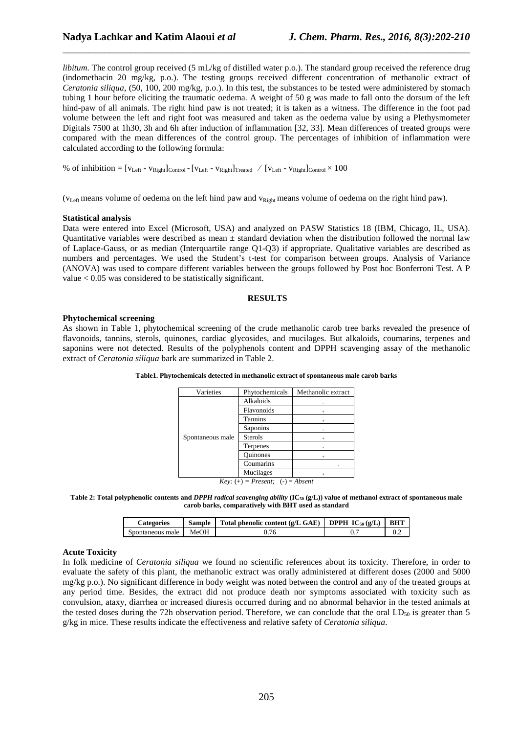*libitum*. The control group received (5 mL/kg of distilled water p.o.). The standard group received the reference drug (indomethacin 20 mg/kg, p.o.). The testing groups received different concentration of methanolic extract of *Ceratonia siliqua*, (50, 100, 200 mg/kg, p.o.). In this test, the substances to be tested were administered by stomach tubing 1 hour before eliciting the traumatic oedema. A weight of 50 g was made to fall onto the dorsum of the left hind-paw of all animals. The right hind paw is not treated; it is taken as a witness. The difference in the foot pad volume between the left and right foot was measured and taken as the oedema value by using a Plethysmometer Digitals 7500 at 1h30, 3h and 6h after induction of inflammation [32, 33]. Mean differences of treated groups were compared with the mean differences of the control group. The percentages of inhibition of inflammation were calculated according to the following formula:

$$\% \text{ of inhibition} = [v_{Left} - v_{Right}]_{Control} - [v_{Left} - v_{Right}]_{Treated} \; / \; [v_{Left} - v_{Right}]_{Control} \times 100$$

($v_{Left}$ means volume of oedema on the left hind paw and $v_{Right}$ means volume of oedema on the right hind paw).

**Statistical analysis**

Data were entered into Excel (Microsoft, USA) and analyzed on PASW Statistics 18 (IBM, Chicago, IL, USA). Quantitative variables were described as mean ± standard deviation when the distribution followed the normal law of Laplace-Gauss, or as median (Interquartile range Q1-Q3) if appropriate. Qualitative variables are described as numbers and percentages. We used the Student's t-test for comparison between groups. Analysis of Variance (ANOVA) was used to compare different variables between the groups followed by Post hoc Bonferroni Test. A P value < 0.05 was considered to be statistically significant.

## RESULTS

**Phytochemical screening**

As shown in Table 1, phytochemical screening of the crude methanolic carob tree barks revealed the presence of flavonoids, tannins, sterols, quinones, cardiac glycosides, and mucilages. But alkaloids, coumarins, terpenes and saponins were not detected. Results of the polyphenols content and DPPH scavenging assay of the methanolic extract of *Ceratonia siliqua* bark are summarized in Table 2.

**Table1. Phytochemicals detected in methanolic extract of spontaneous male carob barks**

| Varieties | Phytochemicals | Methanolic extract |
|---|---|---|
| Spontaneous male | Alkaloids | - |
| | Flavonoids | + |
| | Tannins | + |
| | Saponins | - |
| | Sterols | + |
| | Terpenes | - |
| | Quinones | + |
| | Coumarins | - |
| | Mucilages | + |

*Key:* (+) = *Present;* (-) = *Absent*

**Table 2: Total polyphenolic contents and *DPPH radical scavenging ability* ($IC_{50}$ (g/L)) value of methanol extract of spontaneous male carob barks, comparatively with BHT used as standard**

| Categories | Sample | Total phenolic content (g/L GAE) | DPPH $IC_{50}$ (g/L) | BHT |
|---|---|---|---|---|
| Spontaneous male | MeOH | 0.76 | 0.7 | 0.2 |

**Acute Toxicity**

In folk medicine of *Ceratonia siliqua* we found no scientific references about its toxicity. Therefore, in order to evaluate the safety of this plant, the methanolic extract was orally administered at different doses (2000 and 5000 mg/kg p.o.). No significant difference in body weight was noted between the control and any of the treated groups at any period time. Besides, the extract did not produce death nor symptoms associated with toxicity such as convulsion, ataxy, diarrhea or increased diuresis occurred during and no abnormal behavior in the tested animals at the tested doses during the 72h observation period. Therefore, we can conclude that the oral $LD_{50}$ is greater than 5 g/kg in mice. These results indicate the effectiveness and relative safety of *Ceratonia siliqua*.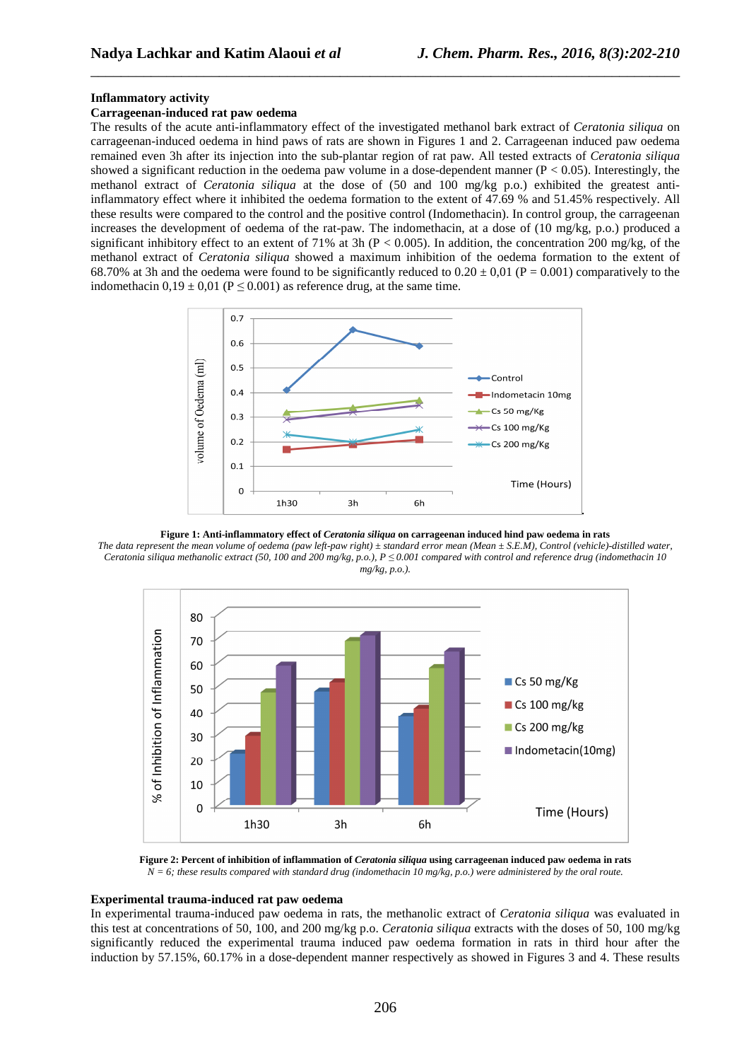### Inflammatory activity

#### Carrageenan-induced rat paw oedema

The results of the acute anti-inflammatory effect of the investigated methanol bark extract of *Ceratonia siliqua* on carrageenan-induced oedema in hind paws of rats are shown in Figures 1 and 2. Carrageenan induced paw oedema remained even 3h after its injection into the sub-plantar region of rat paw. All tested extracts of *Ceratonia siliqua* showed a significant reduction in the oedema paw volume in a dose-dependent manner ($P < 0.05$). Interestingly, the methanol extract of *Ceratonia siliqua* at the dose of (50 and 100 mg/kg p.o.) exhibited the greatest anti-inflammatory effect where it inhibited the oedema formation to the extent of 47.69 % and 51.45% respectively. All these results were compared to the control and the positive control (Indomethacin). In control group, the carrageenan increases the development of oedema of the rat-paw. The indomethacin, at a dose of (10 mg/kg, p.o.) produced a significant inhibitory effect to an extent of 71% at 3h ($P < 0.005$). In addition, the concentration 200 mg/kg, of the methanol extract of *Ceratonia siliqua* showed a maximum inhibition of the oedema formation to the extent of 68.70% at 3h and the oedema were found to be significantly reduced to 0.20 ± 0,01 ($P = 0.001$) comparatively to the indomethacin 0,19 ± 0,01 ($P \leq 0.001$) as reference drug, at the same time.

**Figure 1: Anti-inflammatory effect of *Ceratonia siliqua* on carrageenan induced hind paw oedema in rats**

*The data represent the mean volume of oedema (paw left-paw right) ± standard error mean (Mean ± S.E.M), Control (vehicle)-distilled water, Ceratonia siliqua methanolic extract (50, 100 and 200 mg/kg, p.o.), $P \leq 0.001$ compared with control and reference drug (indomethacin 10 mg/kg, p.o.).*

**Figure 2: Percent of inhibition of inflammation of *Ceratonia siliqua* using carrageenan induced paw oedema in rats**

*N = 6; these results compared with standard drug (indomethacin 10 mg/kg, p.o.) were administered by the oral route.*

#### Experimental trauma-induced rat paw oedema

In experimental trauma-induced paw oedema in rats, the methanolic extract of *Ceratonia siliqua* was evaluated in this test at concentrations of 50, 100, and 200 mg/kg p.o. *Ceratonia siliqua* extracts with the doses of 50, 100 mg/kg significantly reduced the experimental trauma induced paw oedema formation in rats in third hour after the induction by 57.15%, 60.17% in a dose-dependent manner respectively as showed in Figures 3 and 4. These results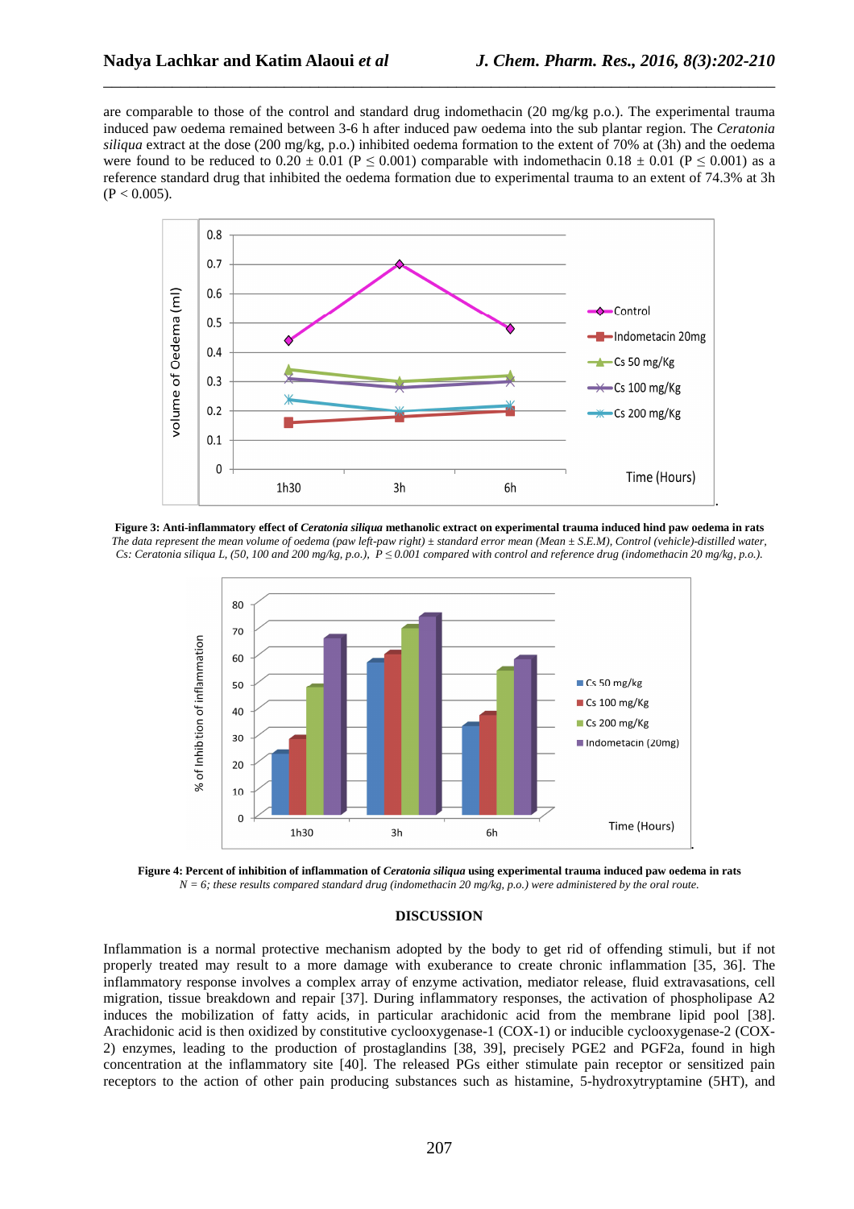are comparable to those of the control and standard drug indomethacin (20 mg/kg p.o.). The experimental trauma induced paw oedema remained between 3-6 h after induced paw oedema into the sub plantar region. The *Ceratonia siliqua* extract at the dose (200 mg/kg, p.o.) inhibited oedema formation to the extent of 70% at (3h) and the oedema were found to be reduced to 0.20 ± 0.01 (P ≤ 0.001) comparable with indomethacin 0.18 ± 0.01 (P ≤ 0.001) as a reference standard drug that inhibited the oedema formation due to experimental trauma to an extent of 74.3% at 3h (P < 0.005).

**Figure 3: Anti-inflammatory effect of *Ceratonia siliqua* methanolic extract on experimental trauma induced hind paw oedema in rats**

*The data represent the mean volume of oedema (paw left-paw right) ± standard error mean (Mean ± S.E.M), Control (vehicle)-distilled water, Cs: Ceratonia siliqua L, (50, 100 and 200 mg/kg, p.o.), P ≤ 0.001 compared with control and reference drug (indomethacin 20 mg/kg, p.o.).*

**Figure 4: Percent of inhibition of inflammation of *Ceratonia siliqua* using experimental trauma induced paw oedema in rats**

*N = 6; these results compared standard drug (indomethacin 20 mg/kg, p.o.) were administered by the oral route.*

## DISCUSSION

Inflammation is a normal protective mechanism adopted by the body to get rid of offending stimuli, but if not properly treated may result to a more damage with exuberance to create chronic inflammation [35, 36]. The inflammatory response involves a complex array of enzyme activation, mediator release, fluid extravasations, cell migration, tissue breakdown and repair [37]. During inflammatory responses, the activation of phospholipase A2 induces the mobilization of fatty acids, in particular arachidonic acid from the membrane lipid pool [38]. Arachidonic acid is then oxidized by constitutive cyclooxygenase-1 (COX-1) or inducible cyclooxygenase-2 (COX-2) enzymes, leading to the production of prostaglandins [38, 39], precisely PGE2 and PGF2a, found in high concentration at the inflammatory site [40]. The released PGs either stimulate pain receptor or sensitized pain receptors to the action of other pain producing substances such as histamine, 5-hydroxytryptamine (5HT), and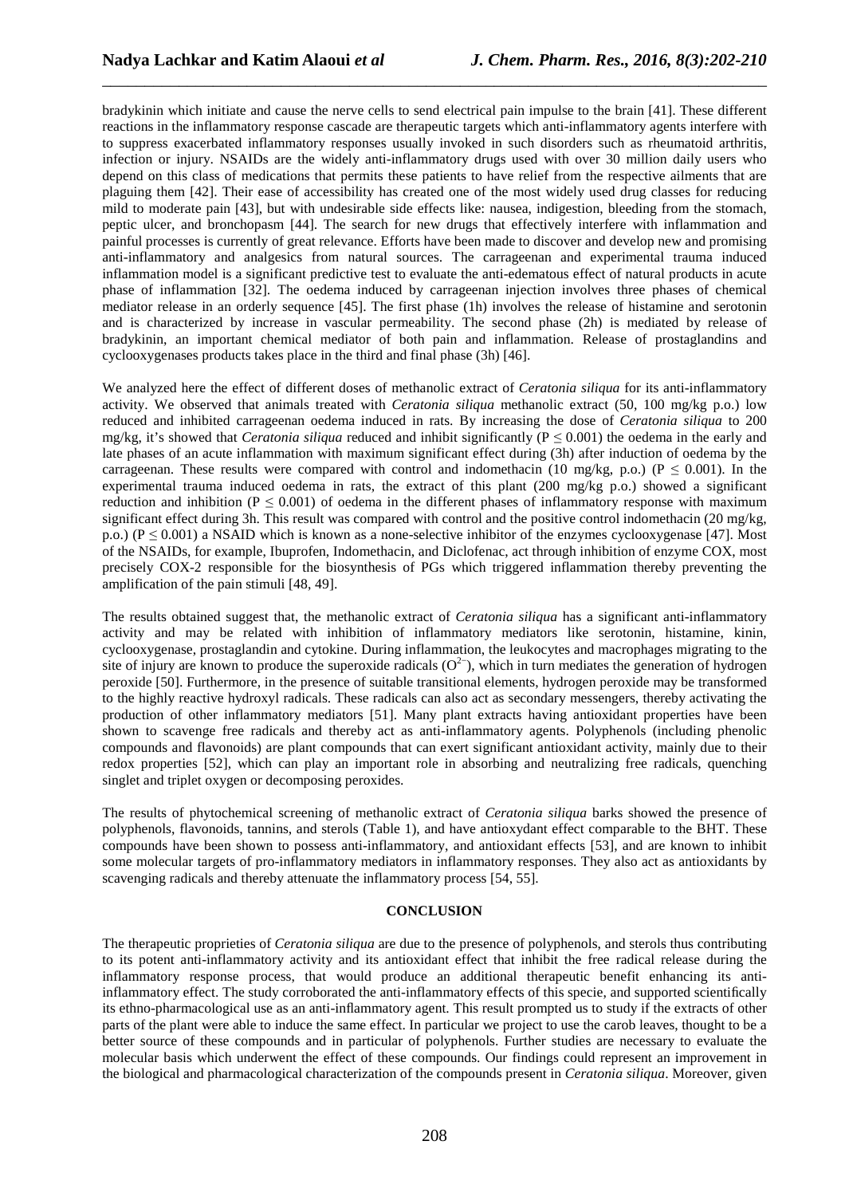bradykinin which initiate and cause the nerve cells to send electrical pain impulse to the brain [41]. These different reactions in the inflammatory response cascade are therapeutic targets which anti-inflammatory agents interfere with to suppress exacerbated inflammatory responses usually invoked in such disorders such as rheumatoid arthritis, infection or injury. NSAIDs are the widely anti-inflammatory drugs used with over 30 million daily users who depend on this class of medications that permits these patients to have relief from the respective ailments that are plaguing them [42]. Their ease of accessibility has created one of the most widely used drug classes for reducing mild to moderate pain [43], but with undesirable side effects like: nausea, indigestion, bleeding from the stomach, peptic ulcer, and bronchopasm [44]. The search for new drugs that effectively interfere with inflammation and painful processes is currently of great relevance. Efforts have been made to discover and develop new and promising anti-inflammatory and analgesics from natural sources. The carrageenan and experimental trauma induced inflammation model is a significant predictive test to evaluate the anti-edematous effect of natural products in acute phase of inflammation [32]. The oedema induced by carrageenan injection involves three phases of chemical mediator release in an orderly sequence [45]. The first phase (1h) involves the release of histamine and serotonin and is characterized by increase in vascular permeability. The second phase (2h) is mediated by release of bradykinin, an important chemical mediator of both pain and inflammation. Release of prostaglandins and cyclooxygenases products takes place in the third and final phase (3h) [46].

We analyzed here the effect of different doses of methanolic extract of *Ceratonia siliqua* for its anti-inflammatory activity. We observed that animals treated with *Ceratonia siliqua* methanolic extract (50, 100 mg/kg p.o.) low reduced and inhibited carrageenan oedema induced in rats. By increasing the dose of *Ceratonia siliqua* to 200 mg/kg, it's showed that *Ceratonia siliqua* reduced and inhibit significantly ($P \leq 0.001$) the oedema in the early and late phases of an acute inflammation with maximum significant effect during (3h) after induction of oedema by the carrageenan. These results were compared with control and indomethacin (10 mg/kg, p.o.) ($P \leq 0.001$). In the experimental trauma induced oedema in rats, the extract of this plant (200 mg/kg p.o.) showed a significant reduction and inhibition ($P \leq 0.001$) of oedema in the different phases of inflammatory response with maximum significant effect during 3h. This result was compared with control and the positive control indomethacin (20 mg/kg, p.o.) ($P \leq 0.001$) a NSAID which is known as a none-selective inhibitor of the enzymes cyclooxygenase [47]. Most of the NSAIDs, for example, Ibuprofen, Indomethacin, and Diclofenac, act through inhibition of enzyme COX, most precisely COX-2 responsible for the biosynthesis of PGs which triggered inflammation thereby preventing the amplification of the pain stimuli [48, 49].

The results obtained suggest that, the methanolic extract of *Ceratonia siliqua* has a significant anti-inflammatory activity and may be related with inhibition of inflammatory mediators like serotonin, histamine, kinin, cyclooxygenase, prostaglandin and cytokine. During inflammation, the leukocytes and macrophages migrating to the site of injury are known to produce the superoxide radicals ($O^{2-}$), which in turn mediates the generation of hydrogen peroxide [50]. Furthermore, in the presence of suitable transitional elements, hydrogen peroxide may be transformed to the highly reactive hydroxyl radicals. These radicals can also act as secondary messengers, thereby activating the production of other inflammatory mediators [51]. Many plant extracts having antioxidant properties have been shown to scavenge free radicals and thereby act as anti-inflammatory agents. Polyphenols (including phenolic compounds and flavonoids) are plant compounds that can exert significant antioxidant activity, mainly due to their redox properties [52], which can play an important role in absorbing and neutralizing free radicals, quenching singlet and triplet oxygen or decomposing peroxides.

The results of phytochemical screening of methanolic extract of *Ceratonia siliqua* barks showed the presence of polyphenols, flavonoids, tannins, and sterols (Table 1), and have antioxydant effect comparable to the BHT. These compounds have been shown to possess anti-inflammatory, and antioxidant effects [53], and are known to inhibit some molecular targets of pro-inflammatory mediators in inflammatory responses. They also act as antioxidants by scavenging radicals and thereby attenuate the inflammatory process [54, 55].

## CONCLUSION

The therapeutic proprieties of *Ceratonia siliqua* are due to the presence of polyphenols, and sterols thus contributing to its potent anti-inflammatory activity and its antioxidant effect that inhibit the free radical release during the inflammatory response process, that would produce an additional therapeutic benefit enhancing its anti-inflammatory effect. The study corroborated the anti-inflammatory effects of this specie, and supported scientifically its ethno-pharmacological use as an anti-inflammatory agent. This result prompted us to study if the extracts of other parts of the plant were able to induce the same effect. In particular we project to use the carob leaves, thought to be a better source of these compounds and in particular of polyphenols. Further studies are necessary to evaluate the molecular basis which underwent the effect of these compounds. Our findings could represent an improvement in the biological and pharmacological characterization of the compounds present in *Ceratonia siliqua*. Moreover, given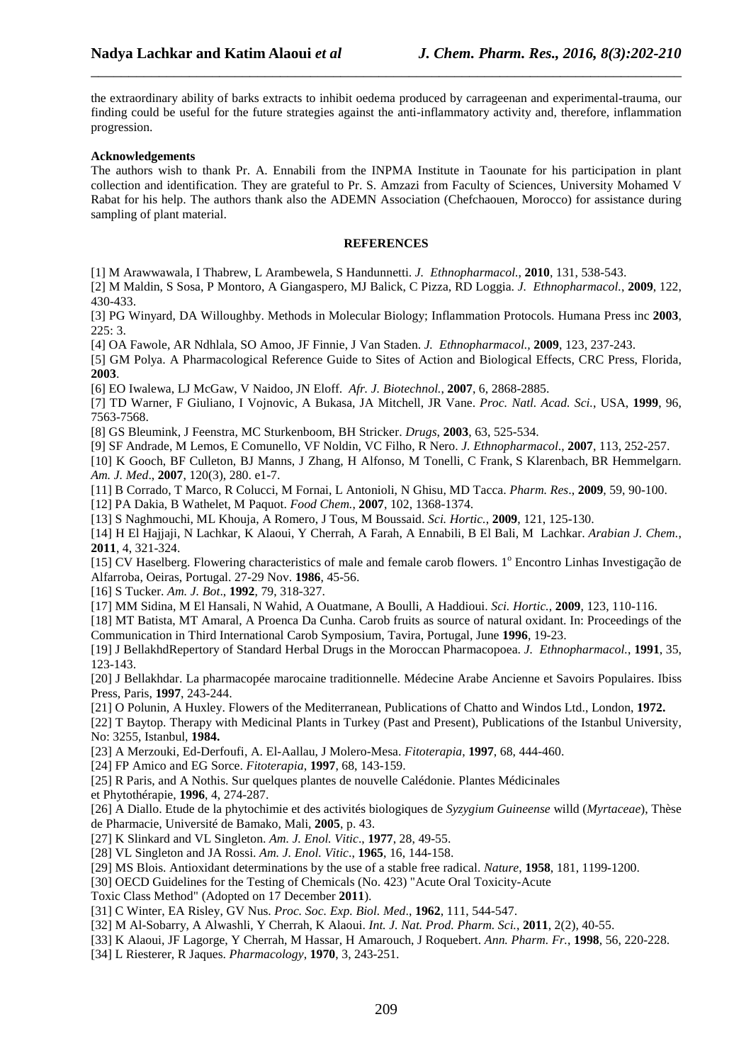the extraordinary ability of barks extracts to inhibit oedema produced by carrageenan and experimental-trauma, our finding could be useful for the future strategies against the anti-inflammatory activity and, therefore, inflammation progression.

**Acknowledgements**

The authors wish to thank Pr. A. Ennabili from the INPMA Institute in Taounate for his participation in plant collection and identification. They are grateful to Pr. S. Amzazi from Faculty of Sciences, University Mohamed V Rabat for his help. The authors thank also the ADEMN Association (Chefchaouen, Morocco) for assistance during sampling of plant material.

## REFERENCES

[1] M Arawwawala, I Thabrew, L Arambewela, S Handunnetti. *J. Ethnopharmacol.*, **2010**, 131, 538-543.

[2] M Maldin, S Sosa, P Montoro, A Giangaspero, MJ Balick, C Pizza, RD Loggia. *J. Ethnopharmacol.*, **2009**, 122, 430-433.

[3] PG Winyard, DA Willoughby. Methods in Molecular Biology; Inflammation Protocols. Humana Press inc **2003**, 225: 3.

[4] OA Fawole, AR Ndhlala, SO Amoo, JF Finnie, J Van Staden. *J. Ethnopharmacol.*, **2009**, 123, 237-243.

[5] GM Polya. A Pharmacological Reference Guide to Sites of Action and Biological Effects, CRC Press, Florida, **2003**.

[6] EO Iwalewa, LJ McGaw, V Naidoo, JN Eloff. *Afr. J. Biotechnol.*, **2007**, 6, 2868-2885.

[7] TD Warner, F Giuliano, I Vojnovic, A Bukasa, JA Mitchell, JR Vane. *Proc. Natl. Acad. Sci.*, USA, **1999**, 96, 7563-7568.

[8] GS Bleumink, J Feenstra, MC Sturkenboom, BH Stricker. *Drugs*, **2003**, 63, 525-534.

[9] SF Andrade, M Lemos, E Comunello, VF Noldin, VC Filho, R Nero. *J. Ethnopharmacol.*, **2007**, 113, 252-257.

[10] K Gooch, BF Culleton, BJ Manns, J Zhang, H Alfonso, M Tonelli, C Frank, S Klarenbach, BR Hemmelgarn. *Am. J. Med*., **2007**, 120(3), 280. e1-7.

[11] B Corrado, T Marco, R Colucci, M Fornai, L Antonioli, N Ghisu, MD Tacca. *Pharm. Res*., **2009**, 59, 90-100.

[12] PA Dakia, B Wathelet, M Paquot. *Food Chem.*, **2007**, 102, 1368-1374.

[13] S Naghmouchi, ML Khouja, A Romero, J Tous, M Boussaid. *Sci. Hortic.*, **2009**, 121, 125-130.

[14] H El Hajjaji, N Lachkar, K Alaoui, Y Cherrah, A Farah, A Ennabili, B El Bali, M Lachkar. *Arabian J. Chem.*, **2011**, 4, 321-324.

[15] CV Haselberg. Flowering characteristics of male and female carob flowers. 1º Encontro Linhas Investigação de Alfarroba, Oeiras, Portugal. 27-29 Nov. **1986**, 45-56.

[16] S Tucker. *Am. J. Bot*., **1992**, 79, 318-327.

[17] MM Sidina, M El Hansali, N Wahid, A Ouatmane, A Boulli, A Haddioui. *Sci. Hortic.*, **2009**, 123, 110-116.

[18] MT Batista, MT Amaral, A Proenca Da Cunha. Carob fruits as source of natural oxidant. In: Proceedings of the Communication in Third International Carob Symposium, Tavira, Portugal, June **1996**, 19-23.

[19] J BellakhdRepertory of Standard Herbal Drugs in the Moroccan Pharmacopoea. *J. Ethnopharmacol.*, **1991**, 35, 123-143.

[20] J Bellakhdar. La pharmacopée marocaine traditionnelle. Médecine Arabe Ancienne et Savoirs Populaires. Ibiss Press, Paris, **1997**, 243-244.

[21] O Polunin, A Huxley. Flowers of the Mediterranean, Publications of Chatto and Windos Ltd., London, **1972.**

[22] T Baytop. Therapy with Medicinal Plants in Turkey (Past and Present), Publications of the Istanbul University, No: 3255, Istanbul, **1984.**

[23] A Merzouki, Ed-Derfoufi, A. El-Aallau, J Molero-Mesa. *Fitoterapia*, **1997**, 68, 444-460.

[24] FP Amico and EG Sorce. *Fitoterapia*, **1997**, 68, 143-159.

[25] R Paris, and A Nothis. Sur quelques plantes de nouvelle Calédonie. Plantes Médicinales et Phytothérapie, **1996**, 4, 274-287.

[26] A Diallo. Etude de la phytochimie et des activités biologiques de *Syzygium Guineense* willd (*Myrtaceae*), Thèse de Pharmacie, Université de Bamako, Mali, **2005**, p. 43.

[27] K Slinkard and VL Singleton. *Am. J. Enol. Vitic*., **1977**, 28, 49-55.

[28] VL Singleton and JA Rossi. *Am. J. Enol. Vitic*., **1965**, 16, 144-158.

[29] MS Blois. Antioxidant determinations by the use of a stable free radical. *Nature*, **1958**, 181, 1199-1200.

[30] OECD Guidelines for the Testing of Chemicals (No. 423) "Acute Oral Toxicity-Acute Toxic Class Method" (Adopted on 17 December **2011**).

[31] C Winter, EA Risley, GV Nus. *Proc. Soc. Exp. Biol. Med*., **1962**, 111, 544-547.

[32] M Al-Sobarry, A Alwashli, Y Cherrah, K Alaoui. *Int. J. Nat. Prod. Pharm. Sci.*, **2011**, 2(2), 40-55.

[33] K Alaoui, JF Lagorge, Y Cherrah, M Hassar, H Amarouch, J Roquebert. *Ann. Pharm. Fr.*, **1998**, 56, 220-228.

[34] L Riesterer, R Jaques. *Pharmacology*, **1970**, 3, 243-251.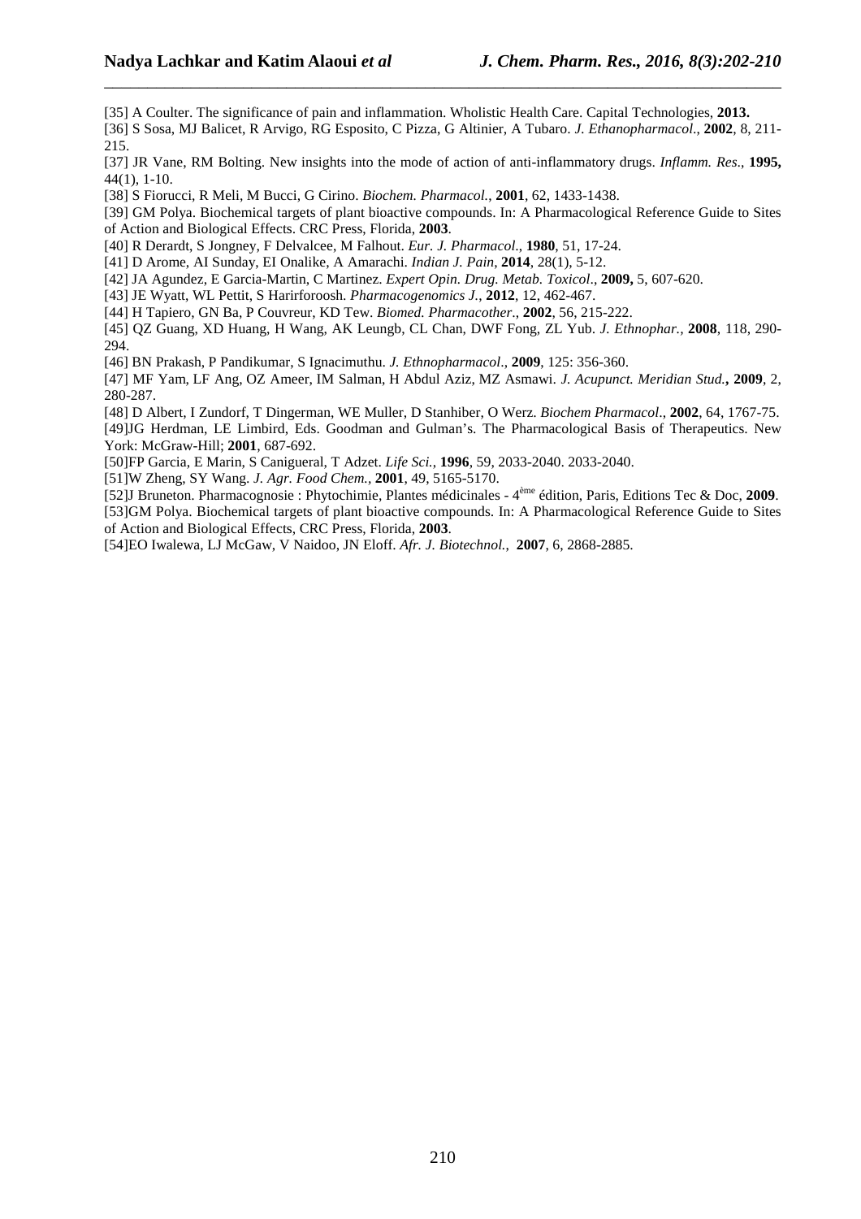[35] A Coulter. The significance of pain and inflammation. Wholistic Health Care. Capital Technologies, **2013.**

[36] S Sosa, MJ Balicet, R Arvigo, RG Esposito, C Pizza, G Altinier, A Tubaro. *J. Ethanopharmacol.*, **2002**, 8, 211-215.

[37] JR Vane, RM Bolting. New insights into the mode of action of anti-inflammatory drugs. *Inflamm. Res*., **1995,** 44(1), 1-10.

[38] S Fiorucci, R Meli, M Bucci, G Cirino. *Biochem. Pharmacol.*, **2001**, 62, 1433-1438.

[39] GM Polya. Biochemical targets of plant bioactive compounds. In: A Pharmacological Reference Guide to Sites of Action and Biological Effects. CRC Press, Florida, **2003**.

[40] R Derardt, S Jongney, F Delvalcee, M Falhout. *Eur. J. Pharmacol*., **1980**, 51, 17-24.

[41] D Arome, AI Sunday, EI Onalike, A Amarachi. *Indian J. Pain*, **2014**, 28(1), 5-12.

[42] JA Agundez, E Garcia-Martin, C Martinez. *Expert Opin. Drug. Metab. Toxicol*., **2009,** 5, 607-620.

[43] JE Wyatt, WL Pettit, S Harirforoosh. *Pharmacogenomics J.*, **2012**, 12, 462-467.

[44] H Tapiero, GN Ba, P Couvreur, KD Tew. *Biomed. Pharmacother*., **2002**, 56, 215-222.

[45] QZ Guang, XD Huang, H Wang, AK Leungb, CL Chan, DWF Fong, ZL Yub. *J. Ethnophar.*, **2008**, 118, 290-294.

[46] BN Prakash, P Pandikumar, S Ignacimuthu. *J. Ethnopharmacol*., **2009**, 125: 356-360.

[47] MF Yam, LF Ang, OZ Ameer, IM Salman, H Abdul Aziz, MZ Asmawi. *J. Acupunct. Meridian Stud.***, 2009**, 2, 280-287.

[48] D Albert, I Zundorf, T Dingerman, WE Muller, D Stanhiber, O Werz. *Biochem Pharmacol*., **2002**, 64, 1767-75.

[49]JG Herdman, LE Limbird, Eds. Goodman and Gulman's. The Pharmacological Basis of Therapeutics. New York: McGraw-Hill; **2001**, 687-692.

[50]FP Garcia, E Marin, S Canigueral, T Adzet. *Life Sci.*, **1996**, 59, 2033-2040. 2033-2040.

[51]W Zheng, SY Wang. *J. Agr. Food Chem.*, **2001**, 49, 5165-5170.

[52]J Bruneton. Pharmacognosie : Phytochimie, Plantes médicinales - 4ème édition, Paris, Editions Tec & Doc, **2009**.

[53]GM Polya. Biochemical targets of plant bioactive compounds. In: A Pharmacological Reference Guide to Sites of Action and Biological Effects, CRC Press, Florida, **2003**.

[54]EO Iwalewa, LJ McGaw, V Naidoo, JN Eloff. *Afr. J. Biotechnol.*, **2007**, 6, 2868-2885.